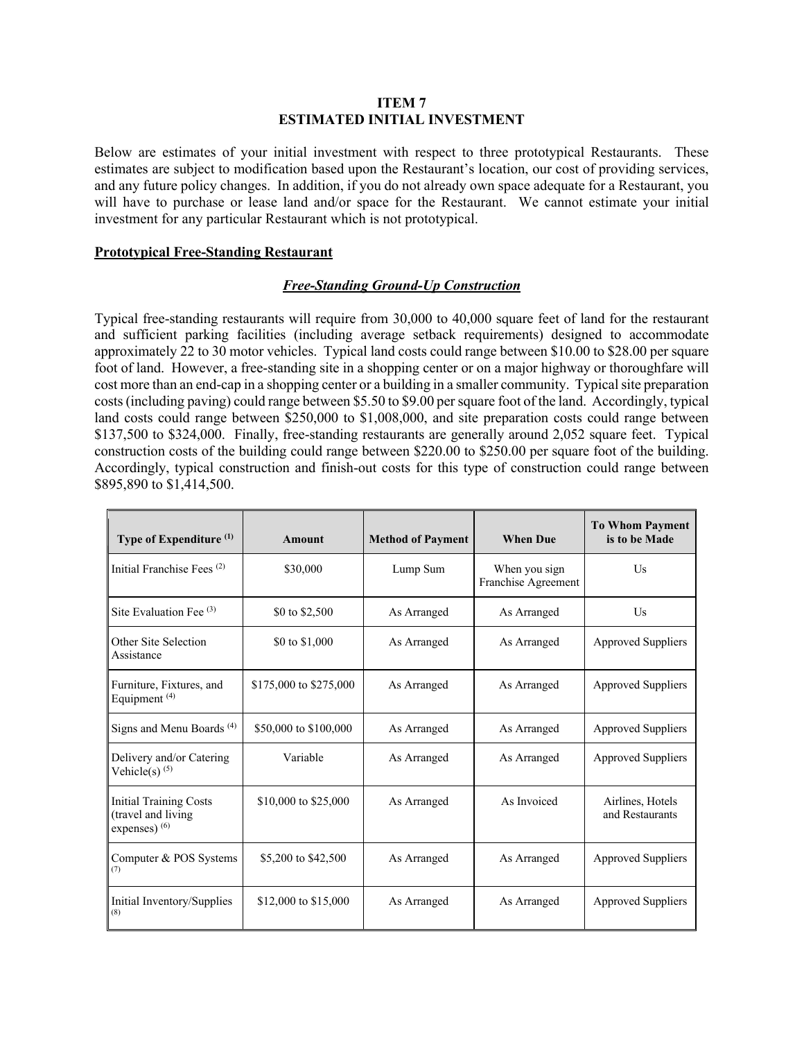# ITEM 7
# ESTIMATED INITIAL INVESTMENT

Below are estimates of your initial investment with respect to three prototypical Restaurants. These estimates are subject to modification based upon the Restaurant's location, our cost of providing services, and any future policy changes. In addition, if you do not already own space adequate for a Restaurant, you will have to purchase or lease land and/or space for the Restaurant. We cannot estimate your initial investment for any particular Restaurant which is not prototypical.

## Prototypical Free-Standing Restaurant

### *Free-Standing Ground-Up Construction*

Typical free-standing restaurants will require from 30,000 to 40,000 square feet of land for the restaurant and sufficient parking facilities (including average setback requirements) designed to accommodate approximately 22 to 30 motor vehicles. Typical land costs could range between $10.00 to $28.00 per square foot of land. However, a free-standing site in a shopping center or on a major highway or thoroughfare will cost more than an end-cap in a shopping center or a building in a smaller community. Typical site preparation costs (including paving) could range between $5.50 to $9.00 per square foot of the land. Accordingly, typical land costs could range between $250,000 to $1,008,000, and site preparation costs could range between $137,500 to $324,000. Finally, free-standing restaurants are generally around 2,052 square feet. Typical construction costs of the building could range between $220.00 to $250.00 per square foot of the building. Accordingly, typical construction and finish-out costs for this type of construction could range between $895,890 to $1,414,500.

| Type of Expenditure (1) | Amount | Method of Payment | When Due | To Whom Payment is to be Made |
|---|---|---|---|---|
| Initial Franchise Fees (2) | $30,000 | Lump Sum | When you sign Franchise Agreement | Us |
| Site Evaluation Fee (3) | $0 to $2,500 | As Arranged | As Arranged | Us |
| Other Site Selection Assistance | $0 to $1,000 | As Arranged | As Arranged | Approved Suppliers |
| Furniture, Fixtures, and Equipment (4) | $175,000 to $275,000 | As Arranged | As Arranged | Approved Suppliers |
| Signs and Menu Boards (4) | $50,000 to $100,000 | As Arranged | As Arranged | Approved Suppliers |
| Delivery and/or Catering Vehicle(s) (5) | Variable | As Arranged | As Arranged | Approved Suppliers |
| Initial Training Costs (travel and living expenses) (6) | $10,000 to $25,000 | As Arranged | As Invoiced | Airlines, Hotels and Restaurants |
| Computer & POS Systems (7) | $5,200 to $42,500 | As Arranged | As Arranged | Approved Suppliers |
| Initial Inventory/Supplies (8) | $12,000 to $15,000 | As Arranged | As Arranged | Approved Suppliers |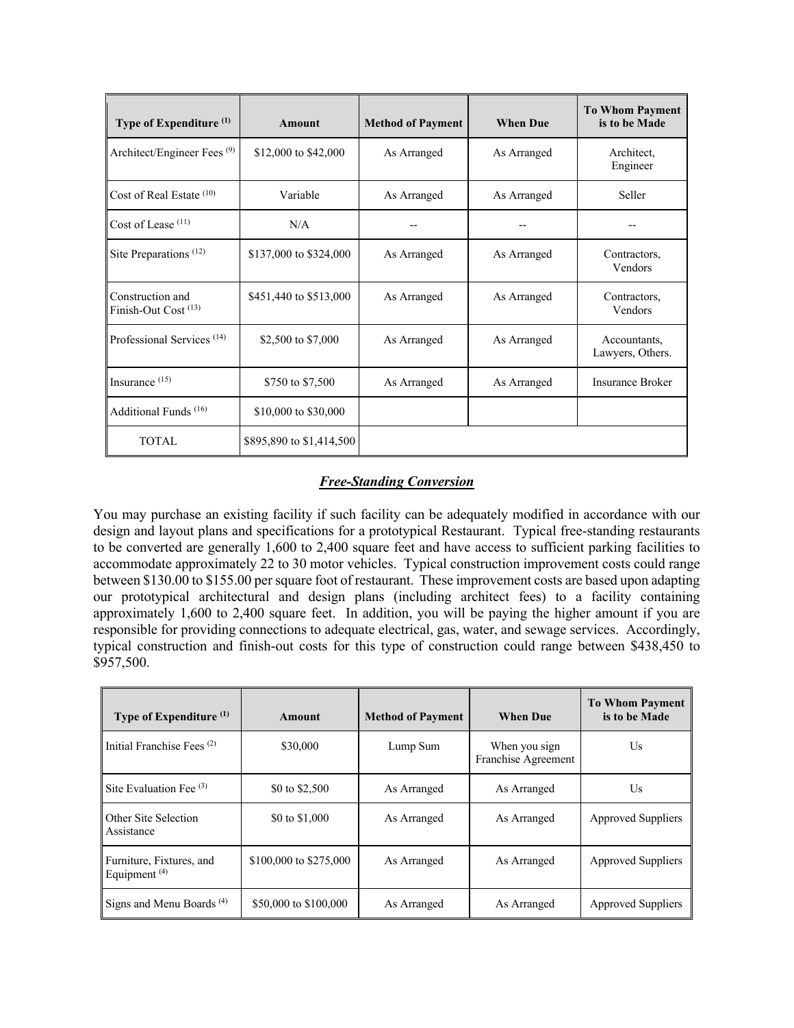| Type of Expenditure [(1)] | Amount | Method of Payment | When Due | To Whom Payment is to be Made |
|---|---|---|---|---|
| Architect/Engineer Fees [(9)] | \$12,000 to \$42,000 | As Arranged | As Arranged | Architect, Engineer |
| Cost of Real Estate [(10)] | Variable | As Arranged | As Arranged | Seller |
| Cost of Lease [(11)] | N/A | -- | -- | -- |
| Site Preparations [(12)] | \$137,000 to \$324,000 | As Arranged | As Arranged | Contractors, Vendors |
| Construction and Finish-Out Cost [(13)] | \$451,440 to \$513,000 | As Arranged | As Arranged | Contractors, Vendors |
| Professional Services [(14)] | \$2,500 to \$7,000 | As Arranged | As Arranged | Accountants, Lawyers, Others. |
| Insurance [(15)] | \$750 to \$7,500 | As Arranged | As Arranged | Insurance Broker |
| Additional Funds [(16)] | \$10,000 to \$30,000 | | | |
| TOTAL | \$895,890 to \$1,414,500 | | | |

### ***Free-Standing Conversion***

You may purchase an existing facility if such facility can be adequately modified in accordance with our design and layout plans and specifications for a prototypical Restaurant. Typical free-standing restaurants to be converted are generally 1,600 to 2,400 square feet and have access to sufficient parking facilities to accommodate approximately 22 to 30 motor vehicles. Typical construction improvement costs could range between \$130.00 to \$155.00 per square foot of restaurant. These improvement costs are based upon adapting our prototypical architectural and design plans (including architect fees) to a facility containing approximately 1,600 to 2,400 square feet. In addition, you will be paying the higher amount if you are responsible for providing connections to adequate electrical, gas, water, and sewage services. Accordingly, typical construction and finish-out costs for this type of construction could range between \$438,450 to \$957,500.

| Type of Expenditure [(1)] | Amount | Method of Payment | When Due | To Whom Payment is to be Made |
|---|---|---|---|---|
| Initial Franchise Fees [(2)] | \$30,000 | Lump Sum | When you sign Franchise Agreement | Us |
| Site Evaluation Fee [(3)] | \$0 to \$2,500 | As Arranged | As Arranged | Us |
| Other Site Selection Assistance | \$0 to \$1,000 | As Arranged | As Arranged | Approved Suppliers |
| Furniture, Fixtures, and Equipment [(4)] | \$100,000 to \$275,000 | As Arranged | As Arranged | Approved Suppliers |
| Signs and Menu Boards [(4)] | \$50,000 to \$100,000 | As Arranged | As Arranged | Approved Suppliers |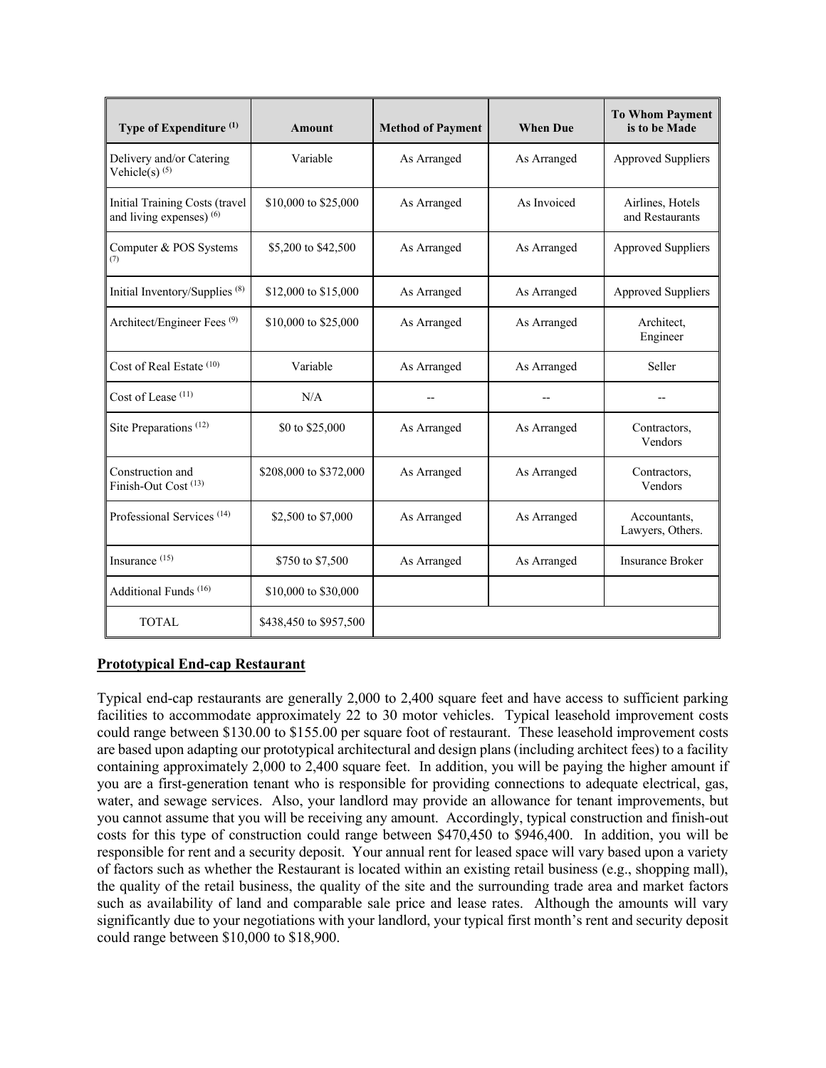| Type of Expenditure [1] | Amount | Method of Payment | When Due | To Whom Payment is to be Made |
|---|---|---|---|---|
| Delivery and/or Catering Vehicle(s) [5] | Variable | As Arranged | As Arranged | Approved Suppliers |
| Initial Training Costs (travel and living expenses) [6] | $10,000 to $25,000 | As Arranged | As Invoiced | Airlines, Hotels and Restaurants |
| Computer & POS Systems [7] | $5,200 to $42,500 | As Arranged | As Arranged | Approved Suppliers |
| Initial Inventory/Supplies [8] | $12,000 to $15,000 | As Arranged | As Arranged | Approved Suppliers |
| Architect/Engineer Fees [9] | $10,000 to $25,000 | As Arranged | As Arranged | Architect, Engineer |
| Cost of Real Estate [10] | Variable | As Arranged | As Arranged | Seller |
| Cost of Lease [11] | N/A | -- | -- | -- |
| Site Preparations [12] | $0 to $25,000 | As Arranged | As Arranged | Contractors, Vendors |
| Construction and Finish-Out Cost [13] | $208,000 to $372,000 | As Arranged | As Arranged | Contractors, Vendors |
| Professional Services [14] | $2,500 to $7,000 | As Arranged | As Arranged | Accountants, Lawyers, Others. |
| Insurance [15] | $750 to $7,500 | As Arranged | As Arranged | Insurance Broker |
| Additional Funds [16] | $10,000 to $30,000 | | | |
| TOTAL | $438,450 to $957,500 | | | |

**Prototypical End-cap Restaurant**

Typical end-cap restaurants are generally 2,000 to 2,400 square feet and have access to sufficient parking facilities to accommodate approximately 22 to 30 motor vehicles. Typical leasehold improvement costs could range between $130.00 to $155.00 per square foot of restaurant. These leasehold improvement costs are based upon adapting our prototypical architectural and design plans (including architect fees) to a facility containing approximately 2,000 to 2,400 square feet. In addition, you will be paying the higher amount if you are a first-generation tenant who is responsible for providing connections to adequate electrical, gas, water, and sewage services. Also, your landlord may provide an allowance for tenant improvements, but you cannot assume that you will be receiving any amount. Accordingly, typical construction and finish-out costs for this type of construction could range between $470,450 to $946,400. In addition, you will be responsible for rent and a security deposit. Your annual rent for leased space will vary based upon a variety of factors such as whether the Restaurant is located within an existing retail business (e.g., shopping mall), the quality of the retail business, the quality of the site and the surrounding trade area and market factors such as availability of land and comparable sale price and lease rates. Although the amounts will vary significantly due to your negotiations with your landlord, your typical first month's rent and security deposit could range between $10,000 to $18,900.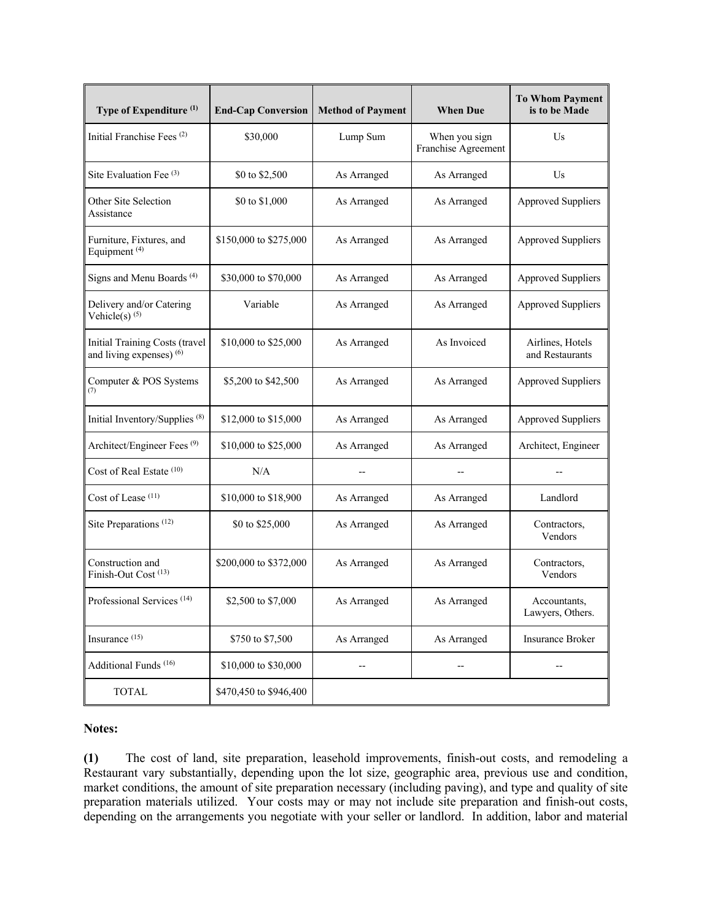| Type of Expenditure [1] | End-Cap Conversion | Method of Payment | When Due | To Whom Payment is to be Made |
| --- | --- | --- | --- | --- |
| Initial Franchise Fees [2] | $30,000 | Lump Sum | When you sign Franchise Agreement | Us |
| Site Evaluation Fee [3] | $0 to $2,500 | As Arranged | As Arranged | Us |
| Other Site Selection Assistance | $0 to $1,000 | As Arranged | As Arranged | Approved Suppliers |
| Furniture, Fixtures, and Equipment [4] | $150,000 to $275,000 | As Arranged | As Arranged | Approved Suppliers |
| Signs and Menu Boards [4] | $30,000 to $70,000 | As Arranged | As Arranged | Approved Suppliers |
| Delivery and/or Catering Vehicle(s) [5] | Variable | As Arranged | As Arranged | Approved Suppliers |
| Initial Training Costs (travel and living expenses) [6] | $10,000 to $25,000 | As Arranged | As Invoiced | Airlines, Hotels and Restaurants |
| Computer & POS Systems [7] | $5,200 to $42,500 | As Arranged | As Arranged | Approved Suppliers |
| Initial Inventory/Supplies [8] | $12,000 to $15,000 | As Arranged | As Arranged | Approved Suppliers |
| Architect/Engineer Fees [9] | $10,000 to $25,000 | As Arranged | As Arranged | Architect, Engineer |
| Cost of Real Estate [10] | N/A | -- | -- | -- |
| Cost of Lease [11] | $10,000 to $18,900 | As Arranged | As Arranged | Landlord |
| Site Preparations [12] | $0 to $25,000 | As Arranged | As Arranged | Contractors, Vendors |
| Construction and Finish-Out Cost [13] | $200,000 to $372,000 | As Arranged | As Arranged | Contractors, Vendors |
| Professional Services [14] | $2,500 to $7,000 | As Arranged | As Arranged | Accountants, Lawyers, Others. |
| Insurance [15] | $750 to $7,500 | As Arranged | As Arranged | Insurance Broker |
| Additional Funds [16] | $10,000 to $30,000 | -- | -- | -- |
| TOTAL | $470,450 to $946,400 | | | |

**Notes:**

**(1)** The cost of land, site preparation, leasehold improvements, finish-out costs, and remodeling a Restaurant vary substantially, depending upon the lot size, geographic area, previous use and condition, market conditions, the amount of site preparation necessary (including paving), and type and quality of site preparation materials utilized. Your costs may or may not include site preparation and finish-out costs, depending on the arrangements you negotiate with your seller or landlord. In addition, labor and material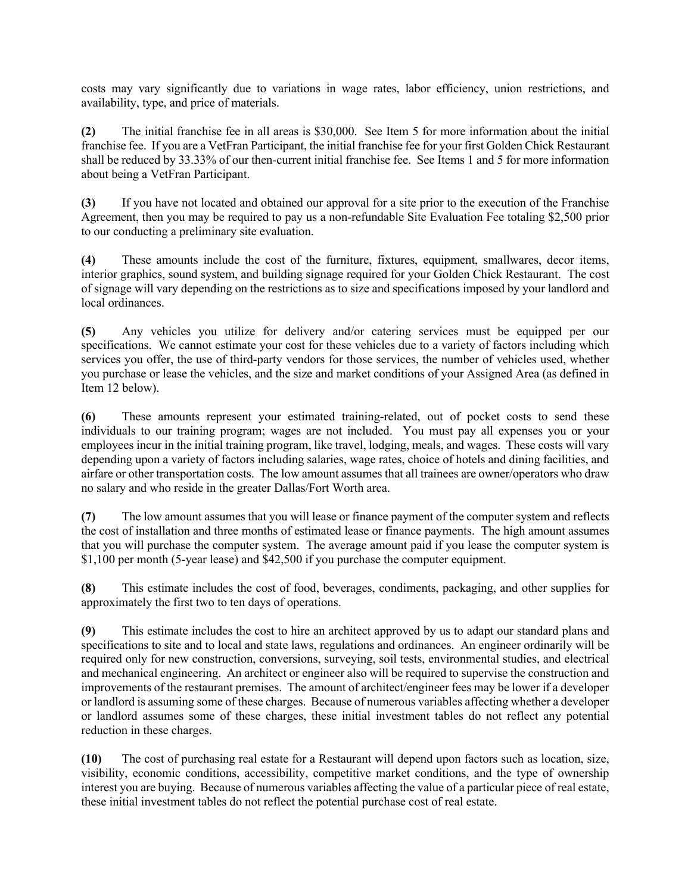costs may vary significantly due to variations in wage rates, labor efficiency, union restrictions, and availability, type, and price of materials.

**(2)** The initial franchise fee in all areas is $30,000. See Item 5 for more information about the initial franchise fee. If you are a VetFran Participant, the initial franchise fee for your first Golden Chick Restaurant shall be reduced by 33.33% of our then-current initial franchise fee. See Items 1 and 5 for more information about being a VetFran Participant.

**(3)** If you have not located and obtained our approval for a site prior to the execution of the Franchise Agreement, then you may be required to pay us a non-refundable Site Evaluation Fee totaling $2,500 prior to our conducting a preliminary site evaluation.

**(4)** These amounts include the cost of the furniture, fixtures, equipment, smallwares, decor items, interior graphics, sound system, and building signage required for your Golden Chick Restaurant. The cost of signage will vary depending on the restrictions as to size and specifications imposed by your landlord and local ordinances.

**(5)** Any vehicles you utilize for delivery and/or catering services must be equipped per our specifications. We cannot estimate your cost for these vehicles due to a variety of factors including which services you offer, the use of third-party vendors for those services, the number of vehicles used, whether you purchase or lease the vehicles, and the size and market conditions of your Assigned Area (as defined in Item 12 below).

**(6)** These amounts represent your estimated training-related, out of pocket costs to send these individuals to our training program; wages are not included. You must pay all expenses you or your employees incur in the initial training program, like travel, lodging, meals, and wages. These costs will vary depending upon a variety of factors including salaries, wage rates, choice of hotels and dining facilities, and airfare or other transportation costs. The low amount assumes that all trainees are owner/operators who draw no salary and who reside in the greater Dallas/Fort Worth area.

**(7)** The low amount assumes that you will lease or finance payment of the computer system and reflects the cost of installation and three months of estimated lease or finance payments. The high amount assumes that you will purchase the computer system. The average amount paid if you lease the computer system is $1,100 per month (5-year lease) and $42,500 if you purchase the computer equipment.

**(8)** This estimate includes the cost of food, beverages, condiments, packaging, and other supplies for approximately the first two to ten days of operations.

**(9)** This estimate includes the cost to hire an architect approved by us to adapt our standard plans and specifications to site and to local and state laws, regulations and ordinances. An engineer ordinarily will be required only for new construction, conversions, surveying, soil tests, environmental studies, and electrical and mechanical engineering. An architect or engineer also will be required to supervise the construction and improvements of the restaurant premises. The amount of architect/engineer fees may be lower if a developer or landlord is assuming some of these charges. Because of numerous variables affecting whether a developer or landlord assumes some of these charges, these initial investment tables do not reflect any potential reduction in these charges.

**(10)** The cost of purchasing real estate for a Restaurant will depend upon factors such as location, size, visibility, economic conditions, accessibility, competitive market conditions, and the type of ownership interest you are buying. Because of numerous variables affecting the value of a particular piece of real estate, these initial investment tables do not reflect the potential purchase cost of real estate.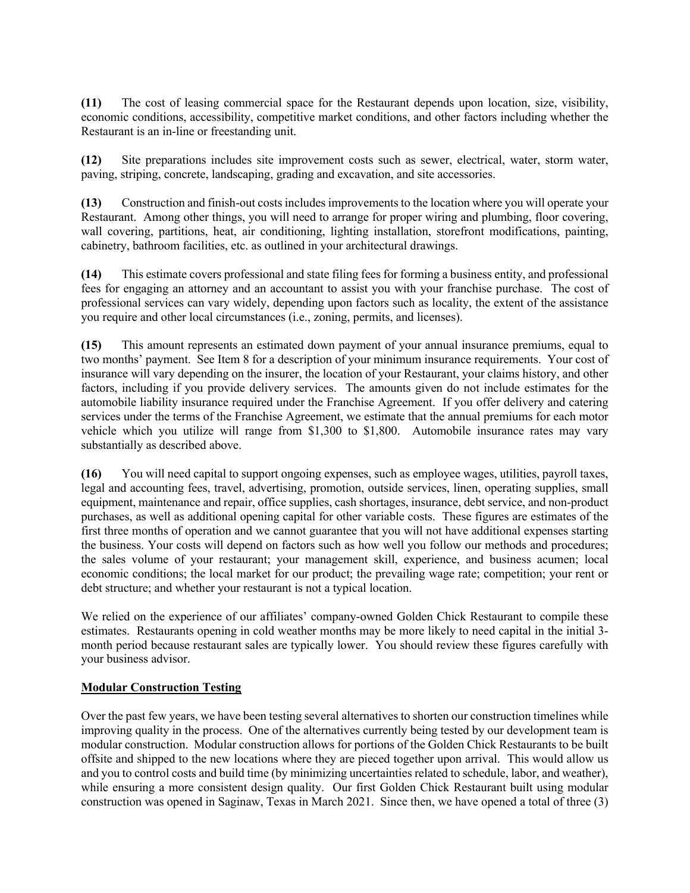**(11)** The cost of leasing commercial space for the Restaurant depends upon location, size, visibility, economic conditions, accessibility, competitive market conditions, and other factors including whether the Restaurant is an in-line or freestanding unit.

**(12)** Site preparations includes site improvement costs such as sewer, electrical, water, storm water, paving, striping, concrete, landscaping, grading and excavation, and site accessories.

**(13)** Construction and finish-out costs includes improvements to the location where you will operate your Restaurant. Among other things, you will need to arrange for proper wiring and plumbing, floor covering, wall covering, partitions, heat, air conditioning, lighting installation, storefront modifications, painting, cabinetry, bathroom facilities, etc. as outlined in your architectural drawings.

**(14)** This estimate covers professional and state filing fees for forming a business entity, and professional fees for engaging an attorney and an accountant to assist you with your franchise purchase. The cost of professional services can vary widely, depending upon factors such as locality, the extent of the assistance you require and other local circumstances (i.e., zoning, permits, and licenses).

**(15)** This amount represents an estimated down payment of your annual insurance premiums, equal to two months' payment. See Item 8 for a description of your minimum insurance requirements. Your cost of insurance will vary depending on the insurer, the location of your Restaurant, your claims history, and other factors, including if you provide delivery services. The amounts given do not include estimates for the automobile liability insurance required under the Franchise Agreement. If you offer delivery and catering services under the terms of the Franchise Agreement, we estimate that the annual premiums for each motor vehicle which you utilize will range from $1,300 to $1,800. Automobile insurance rates may vary substantially as described above.

**(16)** You will need capital to support ongoing expenses, such as employee wages, utilities, payroll taxes, legal and accounting fees, travel, advertising, promotion, outside services, linen, operating supplies, small equipment, maintenance and repair, office supplies, cash shortages, insurance, debt service, and non-product purchases, as well as additional opening capital for other variable costs. These figures are estimates of the first three months of operation and we cannot guarantee that you will not have additional expenses starting the business. Your costs will depend on factors such as how well you follow our methods and procedures; the sales volume of your restaurant; your management skill, experience, and business acumen; local economic conditions; the local market for our product; the prevailing wage rate; competition; your rent or debt structure; and whether your restaurant is not a typical location.

We relied on the experience of our affiliates' company-owned Golden Chick Restaurant to compile these estimates. Restaurants opening in cold weather months may be more likely to need capital in the initial 3-month period because restaurant sales are typically lower. You should review these figures carefully with your business advisor.

**Modular Construction Testing**

Over the past few years, we have been testing several alternatives to shorten our construction timelines while improving quality in the process. One of the alternatives currently being tested by our development team is modular construction. Modular construction allows for portions of the Golden Chick Restaurants to be built offsite and shipped to the new locations where they are pieced together upon arrival. This would allow us and you to control costs and build time (by minimizing uncertainties related to schedule, labor, and weather), while ensuring a more consistent design quality. Our first Golden Chick Restaurant built using modular construction was opened in Saginaw, Texas in March 2021. Since then, we have opened a total of three (3)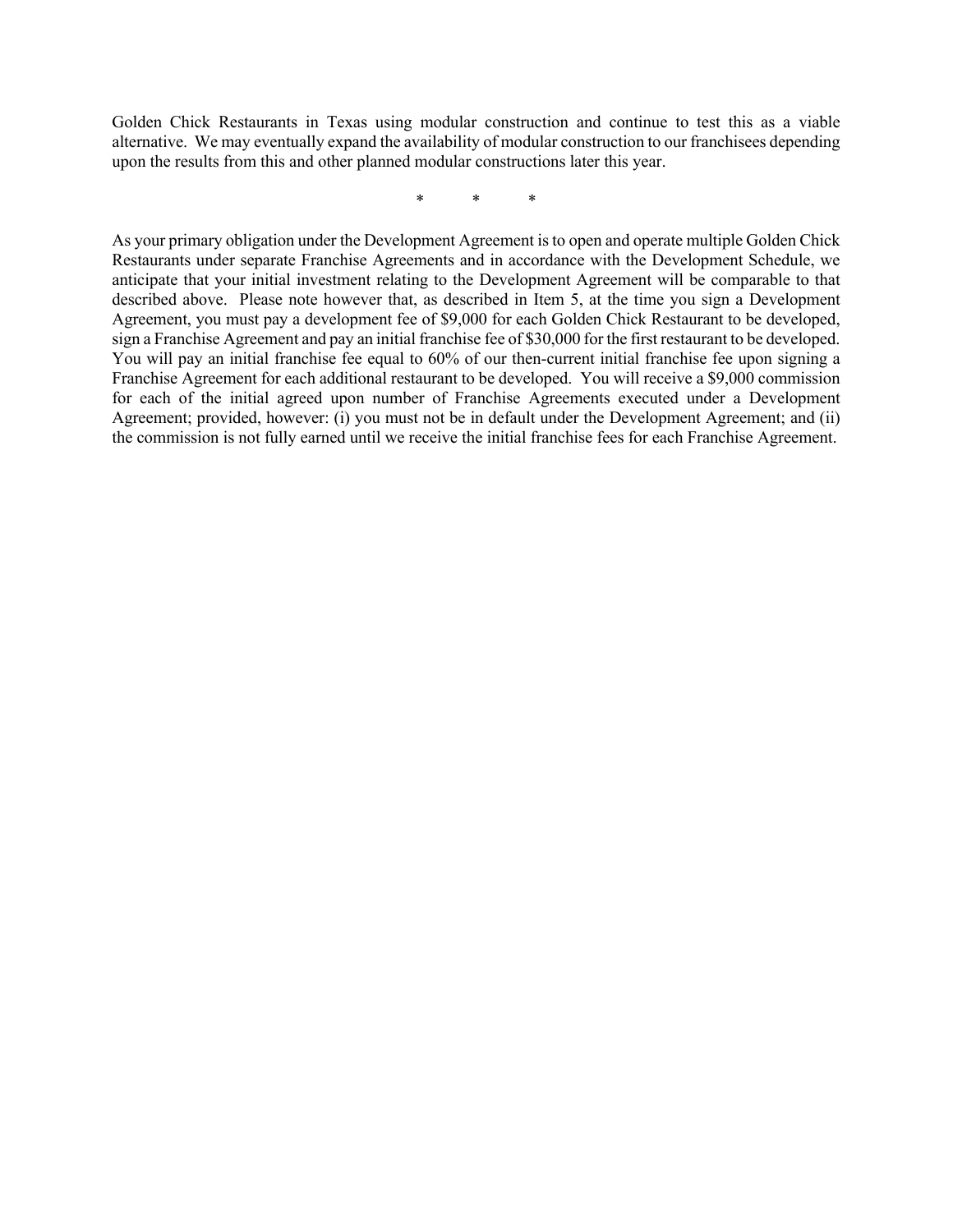Golden Chick Restaurants in Texas using modular construction and continue to test this as a viable alternative. We may eventually expand the availability of modular construction to our franchisees depending upon the results from this and other planned modular constructions later this year.

\* \* \*

As your primary obligation under the Development Agreement is to open and operate multiple Golden Chick Restaurants under separate Franchise Agreements and in accordance with the Development Schedule, we anticipate that your initial investment relating to the Development Agreement will be comparable to that described above. Please note however that, as described in Item 5, at the time you sign a Development Agreement, you must pay a development fee of $9,000 for each Golden Chick Restaurant to be developed, sign a Franchise Agreement and pay an initial franchise fee of $30,000 for the first restaurant to be developed. You will pay an initial franchise fee equal to 60% of our then-current initial franchise fee upon signing a Franchise Agreement for each additional restaurant to be developed. You will receive a $9,000 commission for each of the initial agreed upon number of Franchise Agreements executed under a Development Agreement; provided, however: (i) you must not be in default under the Development Agreement; and (ii) the commission is not fully earned until we receive the initial franchise fees for each Franchise Agreement.